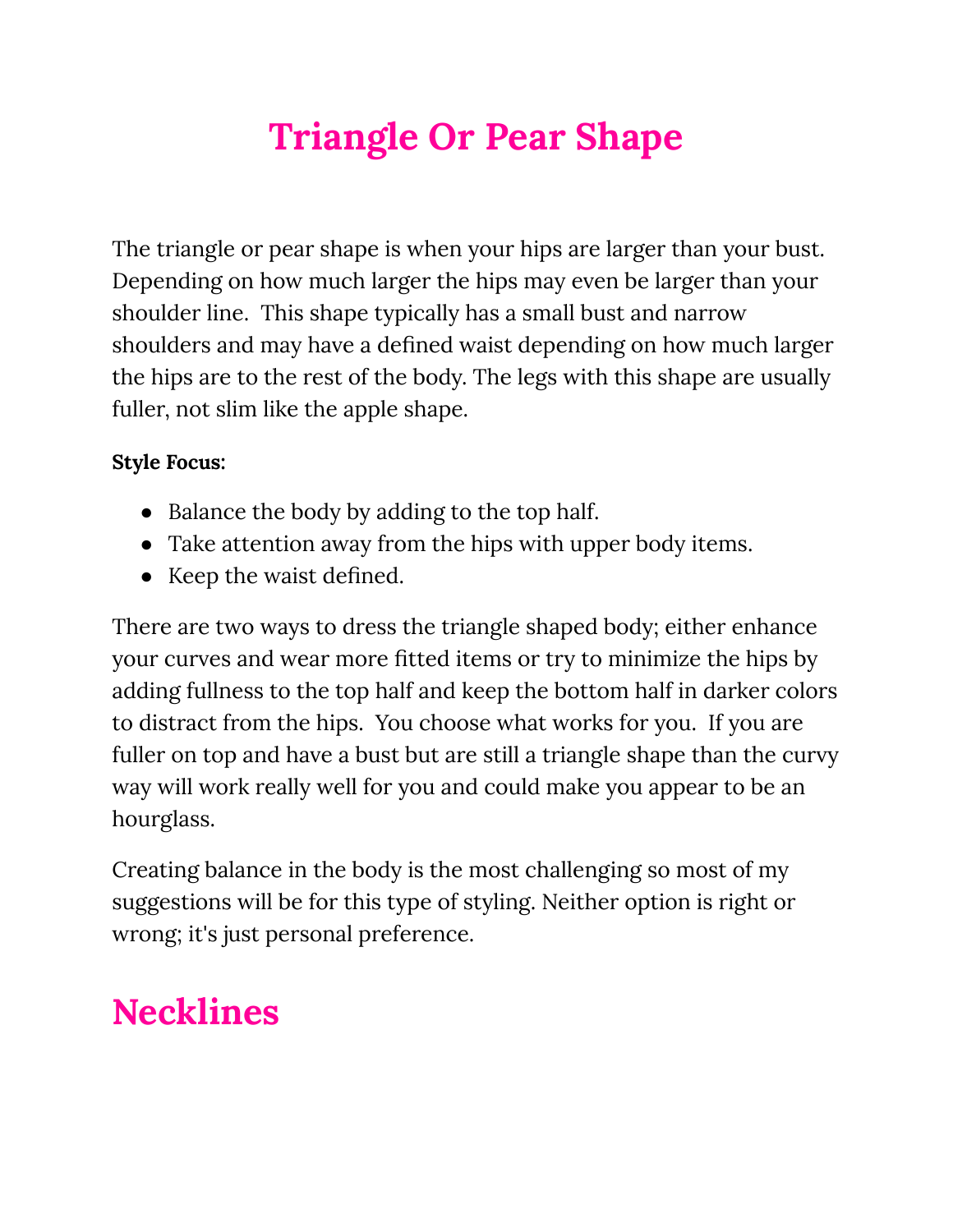# Triangle Or Pear Shape

The triangle or pear shape is when your hips are larger than your bust. Depending on how much larger the hips may even be larger than your shoulder line. This shape typically has a small bust and narrow shoulders and may have a defined waist depending on how much larger the hips are to the rest of the body. The legs with this shape are usually fuller, not slim like the apple shape.

**Style Focus:**

- Balance the body by adding to the top half.
- Take attention away from the hips with upper body items.
- Keep the waist defined.

There are two ways to dress the triangle shaped body; either enhance your curves and wear more fitted items or try to minimize the hips by adding fullness to the top half and keep the bottom half in darker colors to distract from the hips. You choose what works for you. If you are fuller on top and have a bust but are still a triangle shape than the curvy way will work really well for you and could make you appear to be an hourglass.

Creating balance in the body is the most challenging so most of my suggestions will be for this type of styling. Neither option is right or wrong; it's just personal preference.

## Necklines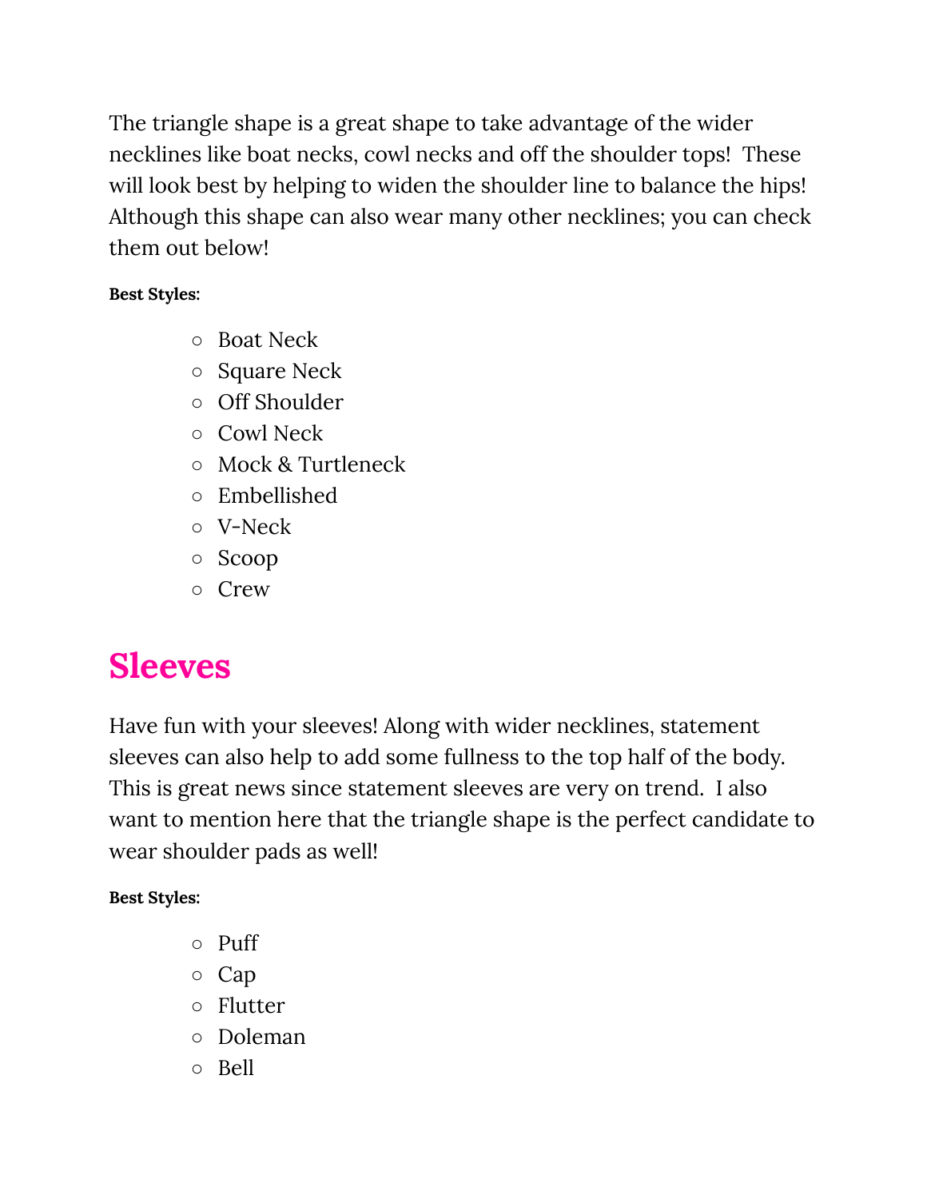The triangle shape is a great shape to take advantage of the wider necklines like boat necks, cowl necks and off the shoulder tops! These will look best by helping to widen the shoulder line to balance the hips! Although this shape can also wear many other necklines; you can check them out below!

**Best Styles:**

- Boat Neck
- Square Neck
- Off Shoulder
- Cowl Neck
- Mock & Turtleneck
- Embellished
- V-Neck
- Scoop
- Crew

## Sleeves

Have fun with your sleeves! Along with wider necklines, statement sleeves can also help to add some fullness to the top half of the body. This is great news since statement sleeves are very on trend. I also want to mention here that the triangle shape is the perfect candidate to wear shoulder pads as well!

**Best Styles:**

- Puff
- Cap
- Flutter
- Doleman
- Bell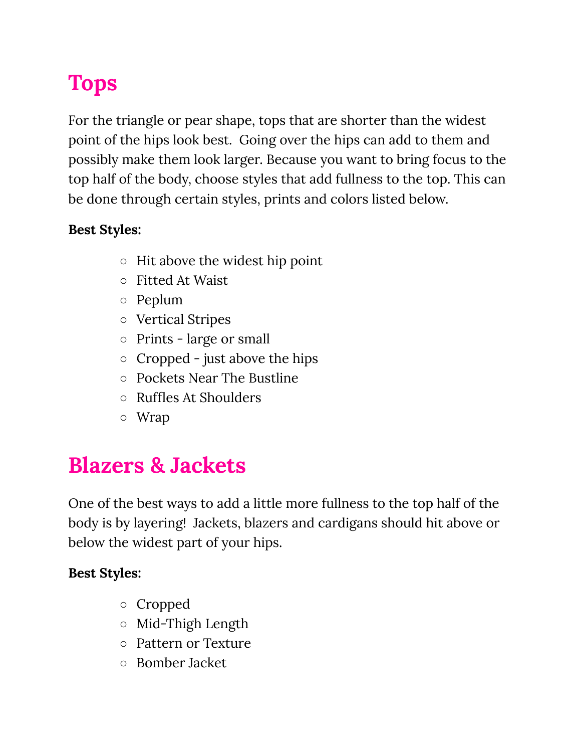# Tops

For the triangle or pear shape, tops that are shorter than the widest point of the hips look best. Going over the hips can add to them and possibly make them look larger. Because you want to bring focus to the top half of the body, choose styles that add fullness to the top. This can be done through certain styles, prints and colors listed below.

**Best Styles:**

- Hit above the widest hip point
- Fitted At Waist
- Peplum
- Vertical Stripes
- Prints - large or small
- Cropped - just above the hips
- Pockets Near The Bustline
- Ruffles At Shoulders
- Wrap

# Blazers & Jackets

One of the best ways to add a little more fullness to the top half of the body is by layering! Jackets, blazers and cardigans should hit above or below the widest part of your hips.

**Best Styles:**

- Cropped
- Mid-Thigh Length
- Pattern or Texture
- Bomber Jacket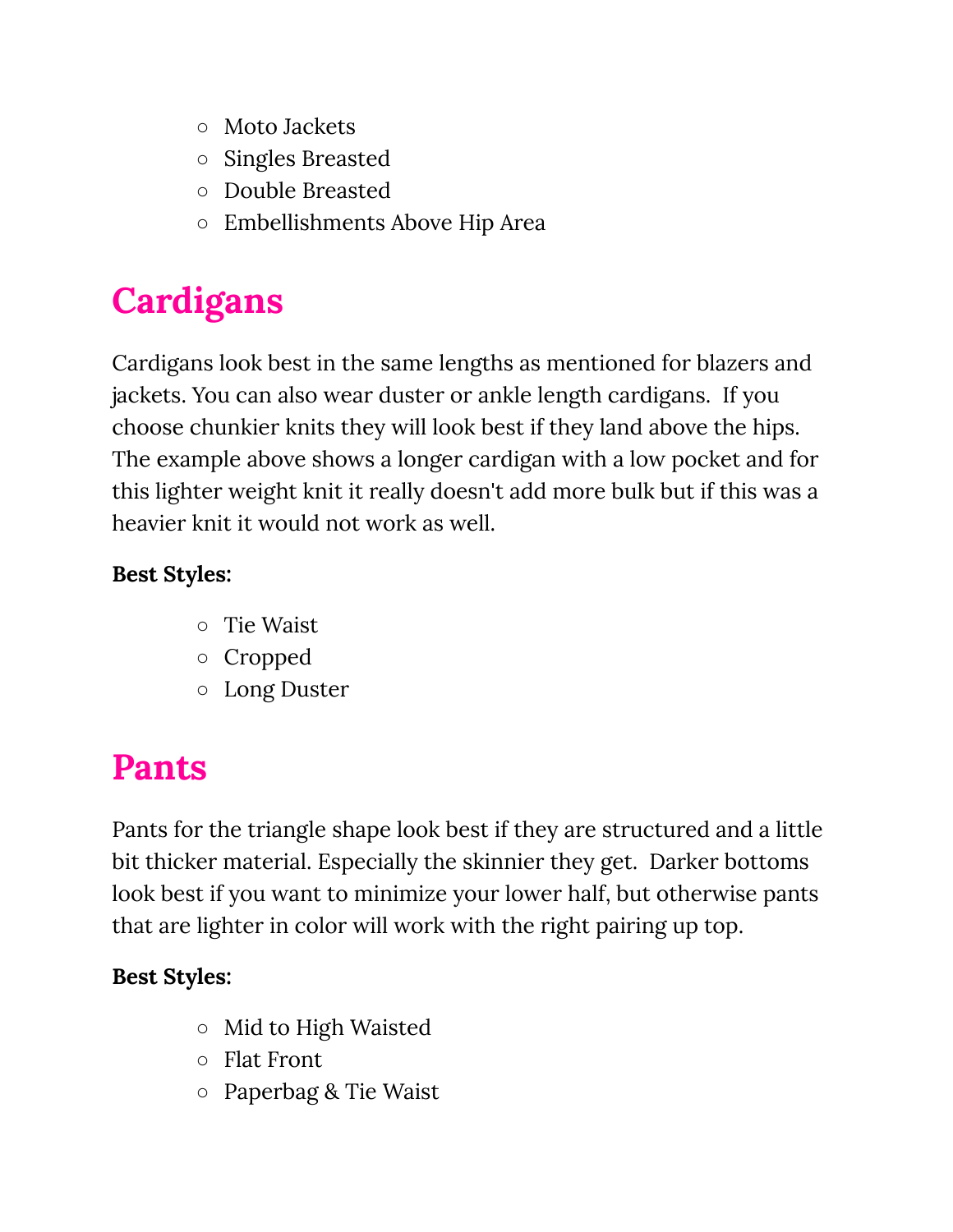- Moto Jackets
- Singles Breasted
- Double Breasted
- Embellishments Above Hip Area

## Cardigans

Cardigans look best in the same lengths as mentioned for blazers and jackets. You can also wear duster or ankle length cardigans. If you choose chunkier knits they will look best if they land above the hips. The example above shows a longer cardigan with a low pocket and for this lighter weight knit it really doesn't add more bulk but if this was a heavier knit it would not work as well.

**Best Styles:**

- Tie Waist
- Cropped
- Long Duster

## Pants

Pants for the triangle shape look best if they are structured and a little bit thicker material. Especially the skinnier they get. Darker bottoms look best if you want to minimize your lower half, but otherwise pants that are lighter in color will work with the right pairing up top.

**Best Styles:**

- Mid to High Waisted
- Flat Front
- Paperbag & Tie Waist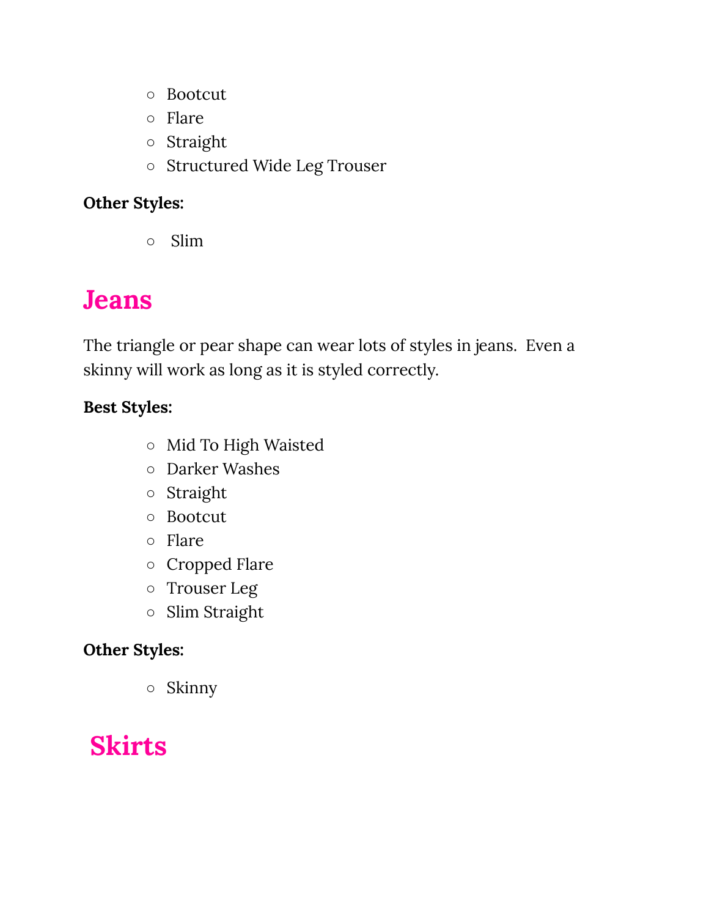- Bootcut
- Flare
- Straight
- Structured Wide Leg Trouser

**Other Styles:**

- Slim

## Jeans

The triangle or pear shape can wear lots of styles in jeans.  Even a skinny will work as long as it is styled correctly.

**Best Styles:**

- Mid To High Waisted
- Darker Washes
- Straight
- Bootcut
- Flare
- Cropped Flare
- Trouser Leg
- Slim Straight

**Other Styles:**

- Skinny

## Skirts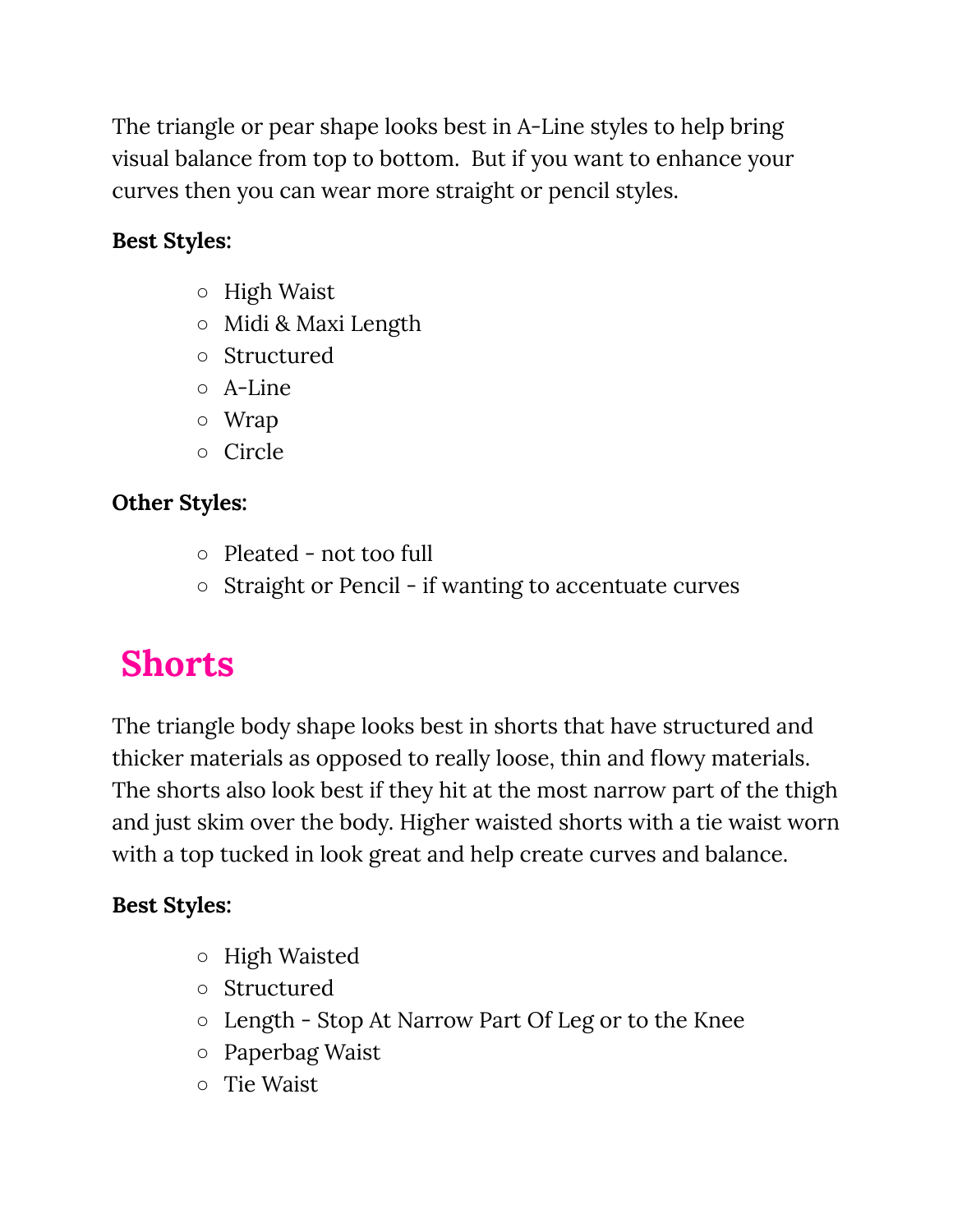The triangle or pear shape looks best in A-Line styles to help bring visual balance from top to bottom.  But if you want to enhance your curves then you can wear more straight or pencil styles.

**Best Styles:**

- High Waist
- Midi & Maxi Length
- Structured
- A-Line
- Wrap
- Circle

**Other Styles:**

- Pleated - not too full
- Straight or Pencil - if wanting to accentuate curves

## Shorts

The triangle body shape looks best in shorts that have structured and thicker materials as opposed to really loose, thin and flowy materials. The shorts also look best if they hit at the most narrow part of the thigh and just skim over the body. Higher waisted shorts with a tie waist worn with a top tucked in look great and help create curves and balance.

**Best Styles:**

- High Waisted
- Structured
- Length - Stop At Narrow Part Of Leg or to the Knee
- Paperbag Waist
- Tie Waist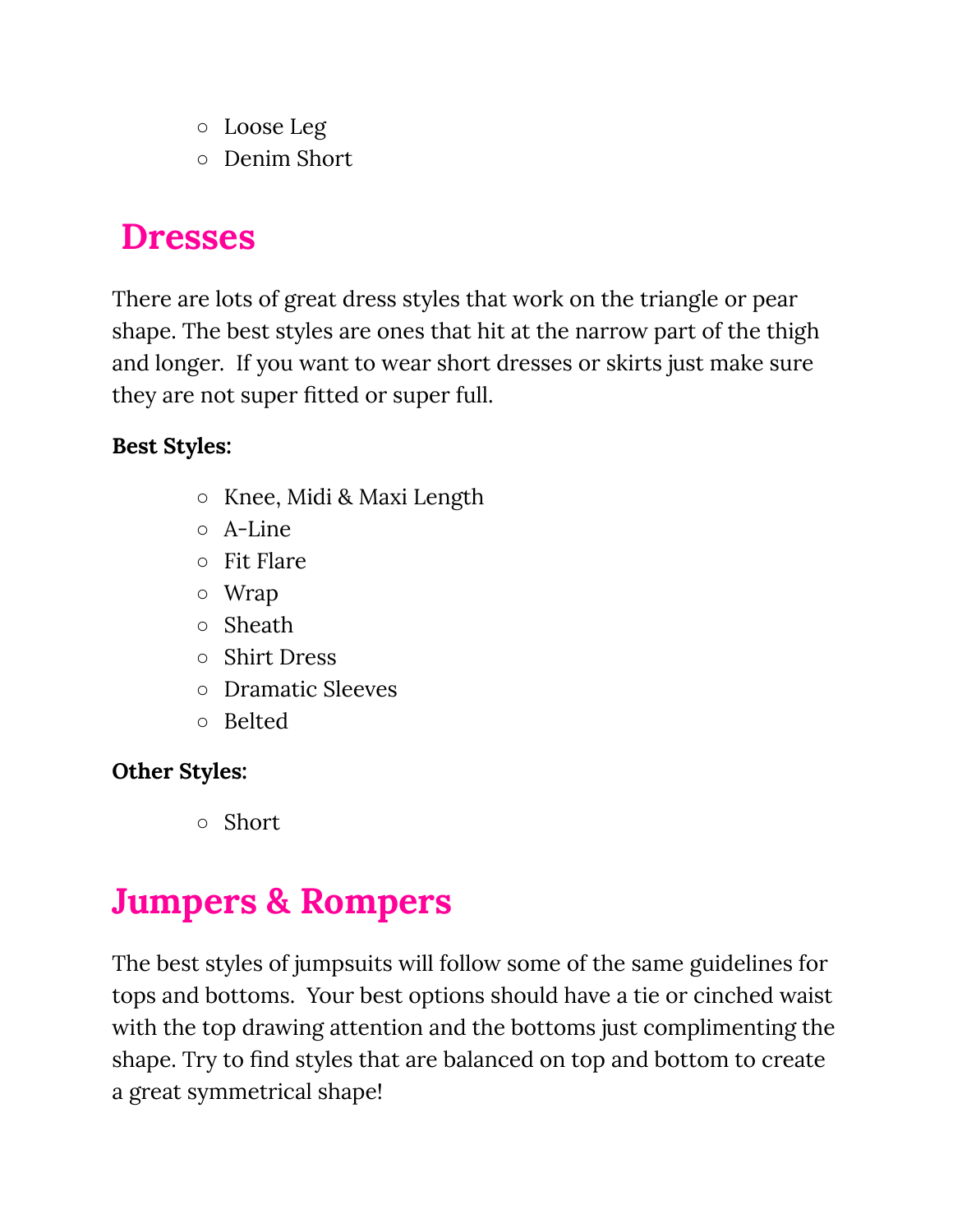- Loose Leg
- Denim Short

## Dresses

There are lots of great dress styles that work on the triangle or pear shape. The best styles are ones that hit at the narrow part of the thigh and longer. If you want to wear short dresses or skirts just make sure they are not super fitted or super full.

**Best Styles:**

- Knee, Midi & Maxi Length
- A-Line
- Fit Flare
- Wrap
- Sheath
- Shirt Dress
- Dramatic Sleeves
- Belted

**Other Styles:**

- Short

## Jumpers & Rompers

The best styles of jumpsuits will follow some of the same guidelines for tops and bottoms. Your best options should have a tie or cinched waist with the top drawing attention and the bottoms just complimenting the shape. Try to find styles that are balanced on top and bottom to create a great symmetrical shape!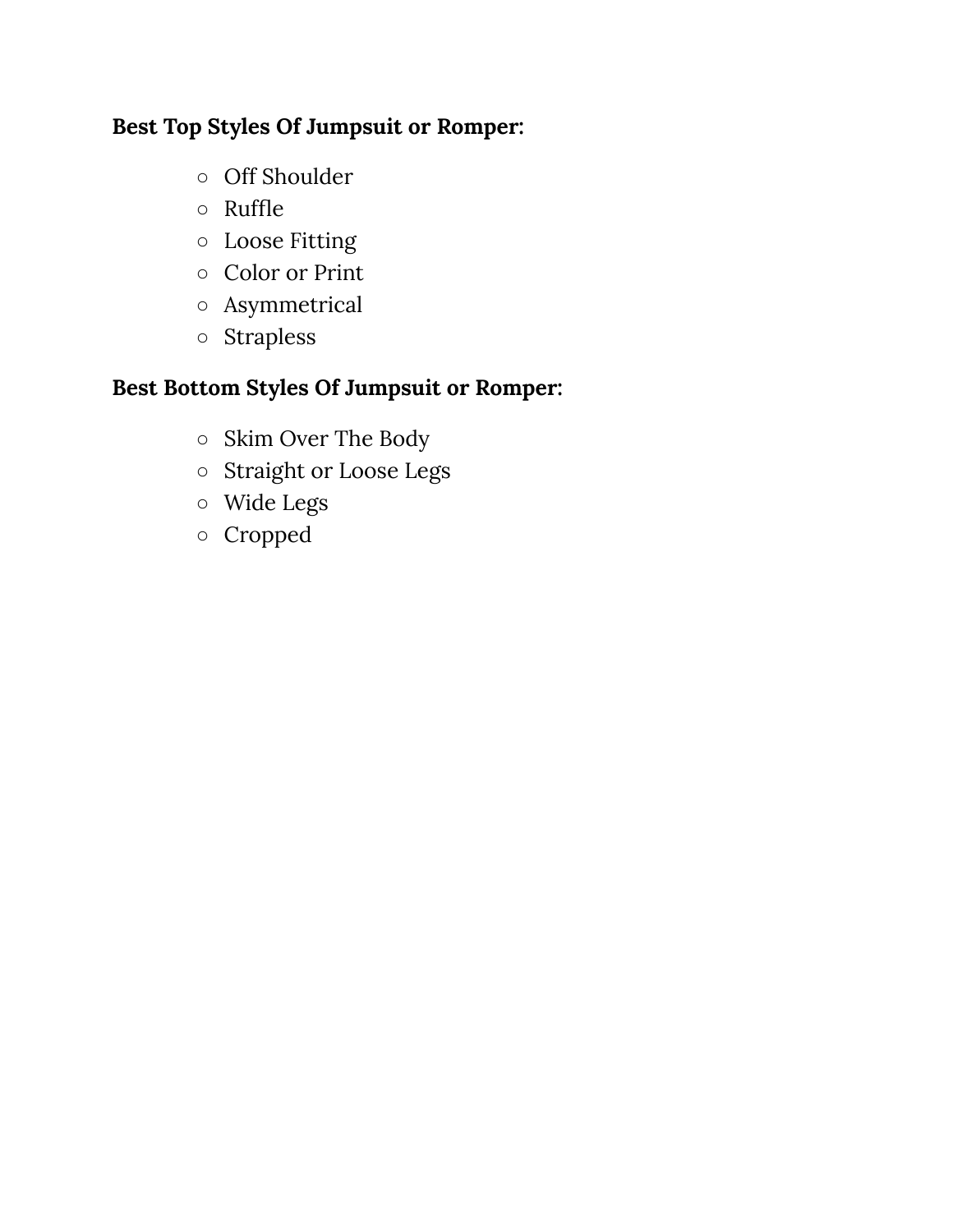**Best Top Styles Of Jumpsuit or Romper:**

- Off Shoulder
- Ruffle
- Loose Fitting
- Color or Print
- Asymmetrical
- Strapless

**Best Bottom Styles Of Jumpsuit or Romper:**

- Skim Over The Body
- Straight or Loose Legs
- Wide Legs
- Cropped